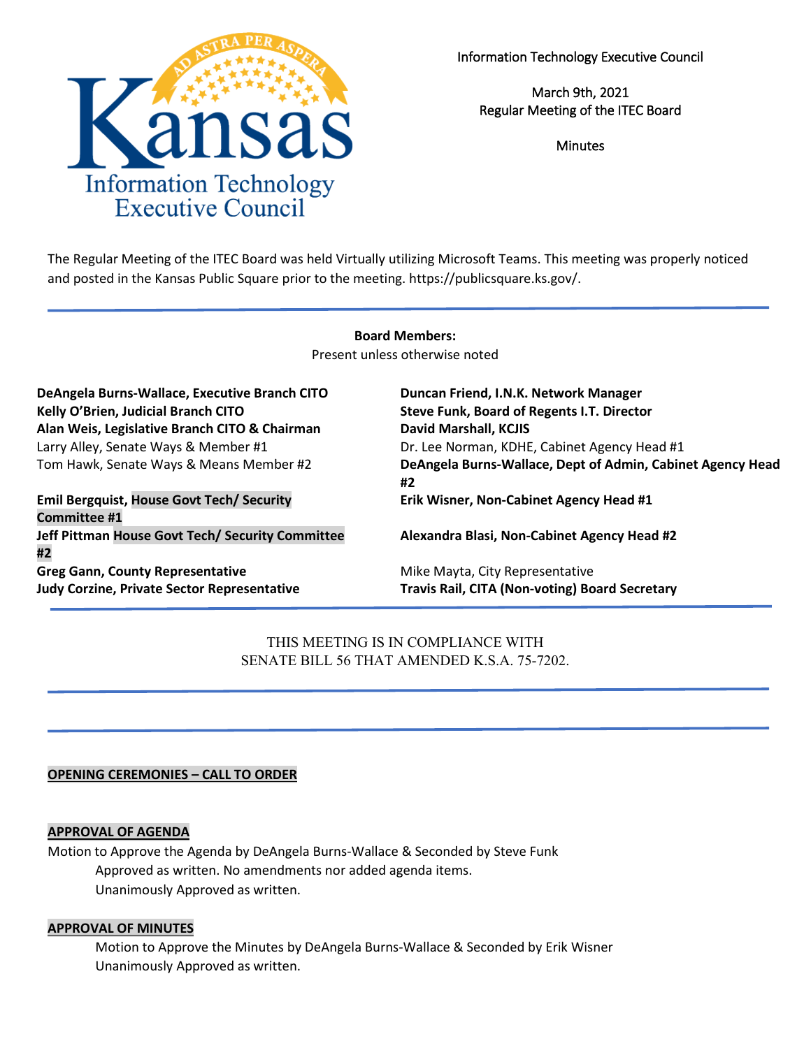Information Technology Executive Council

March 9th, 2021
Regular Meeting of the ITEC Board

Minutes

The Regular Meeting of the ITEC Board was held Virtually utilizing Microsoft Teams. This meeting was properly noticed and posted in the Kansas Public Square prior to the meeting. https://publicsquare.ks.gov/.

**Board Members:**
Present unless otherwise noted

**DeAngela Burns-Wallace, Executive Branch CITO**
**Kelly O'Brien, Judicial Branch CITO**
**Alan Weis, Legislative Branch CITO & Chairman**
Larry Alley, Senate Ways & Member #1
Tom Hawk, Senate Ways & Means Member #2
**Emil Bergquist, House Govt Tech/ Security Committee #1**
**Jeff Pittman House Govt Tech/ Security Committee #2**
**Greg Gann, County Representative**
**Judy Corzine, Private Sector Representative**
**Duncan Friend, I.N.K. Network Manager**
**Steve Funk, Board of Regents I.T. Director**
**David Marshall, KCJIS**
Dr. Lee Norman, KDHE, Cabinet Agency Head #1
**DeAngela Burns-Wallace, Dept of Admin, Cabinet Agency Head #2**
**Erik Wisner, Non-Cabinet Agency Head #1**
**Alexandra Blasi, Non-Cabinet Agency Head #2**
Mike Mayta, City Representative
**Travis Rail, CITA (Non-voting) Board Secretary**

THIS MEETING IS IN COMPLIANCE WITH
SENATE BILL 56 THAT AMENDED K.S.A. 75-7202.

**OPENING CEREMONIES – CALL TO ORDER**

**APPROVAL OF AGENDA**

Motion to Approve the Agenda by DeAngela Burns-Wallace & Seconded by Steve Funk
Approved as written. No amendments nor added agenda items.
Unanimously Approved as written.

**APPROVAL OF MINUTES**

Motion to Approve the Minutes by DeAngela Burns-Wallace & Seconded by Erik Wisner
Unanimously Approved as written.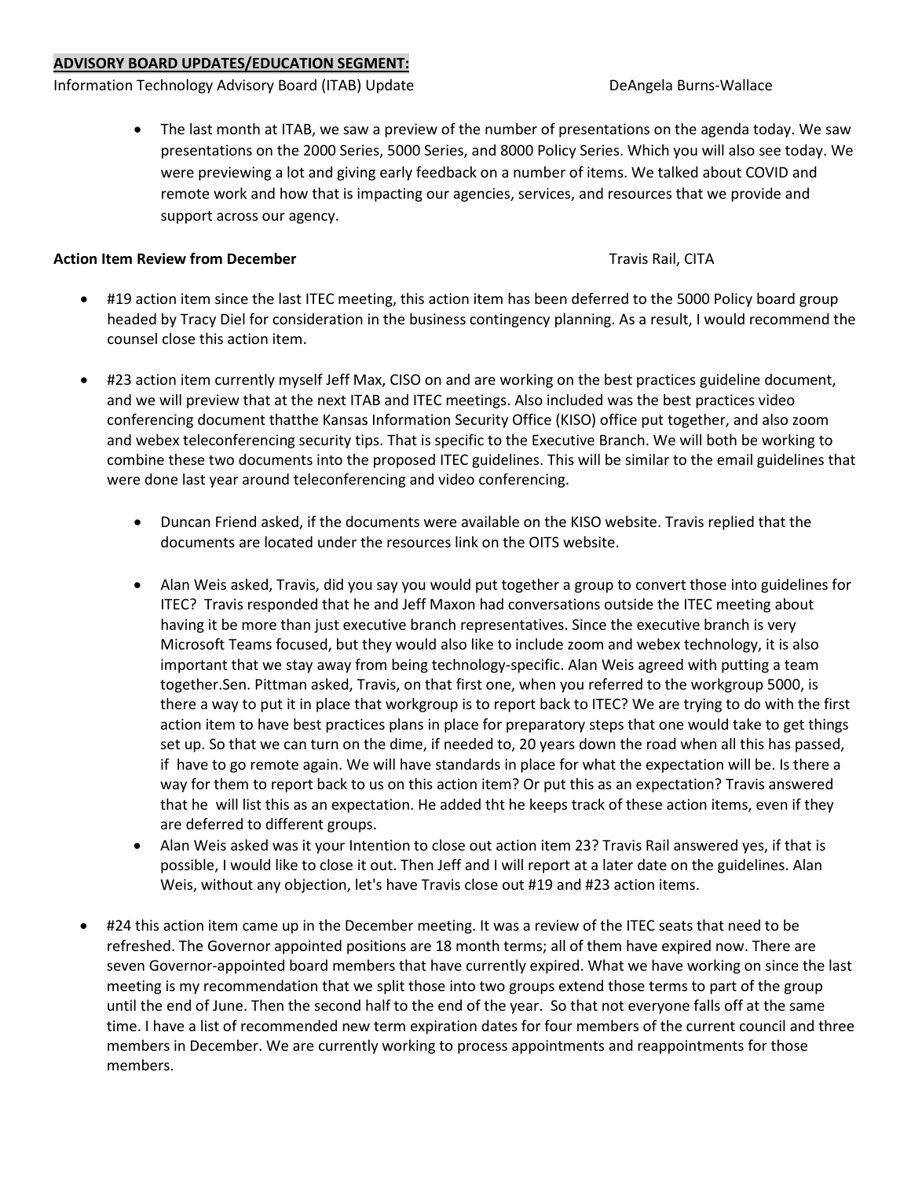**ADVISORY BOARD UPDATES/EDUCATION SEGMENT:**

Information Technology Advisory Board (ITAB) Update DeAngela Burns-Wallace

- The last month at ITAB, we saw a preview of the number of presentations on the agenda today. We saw presentations on the 2000 Series, 5000 Series, and 8000 Policy Series. Which you will also see today. We were previewing a lot and giving early feedback on a number of items. We talked about COVID and remote work and how that is impacting our agencies, services, and resources that we provide and support across our agency.

**Action Item Review from December** Travis Rail, CITA

- #19 action item since the last ITEC meeting, this action item has been deferred to the 5000 Policy board group headed by Tracy Diel for consideration in the business contingency planning. As a result, I would recommend the counsel close this action item.

- #23 action item currently myself Jeff Max, CISO on and are working on the best practices guideline document, and we will preview that at the next ITAB and ITEC meetings. Also included was the best practices video conferencing document thatthe Kansas Information Security Office (KISO) office put together, and also zoom and webex teleconferencing security tips. That is specific to the Executive Branch. We will both be working to combine these two documents into the proposed ITEC guidelines. This will be similar to the email guidelines that were done last year around teleconferencing and video conferencing.

  - Duncan Friend asked, if the documents were available on the KISO website. Travis replied that the documents are located under the resources link on the OITS website.

  - Alan Weis asked, Travis, did you say you would put together a group to convert those into guidelines for ITEC? Travis responded that he and Jeff Maxon had conversations outside the ITEC meeting about having it be more than just executive branch representatives. Since the executive branch is very Microsoft Teams focused, but they would also like to include zoom and webex technology, it is also important that we stay away from being technology-specific. Alan Weis agreed with putting a team together.Sen. Pittman asked, Travis, on that first one, when you referred to the workgroup 5000, is there a way to put it in place that workgroup is to report back to ITEC? We are trying to do with the first action item to have best practices plans in place for preparatory steps that one would take to get things set up. So that we can turn on the dime, if needed to, 20 years down the road when all this has passed, if have to go remote again. We will have standards in place for what the expectation will be. Is there a way for them to report back to us on this action item? Or put this as an expectation? Travis answered that he will list this as an expectation. He added tht he keeps track of these action items, even if they are deferred to different groups.
  - Alan Weis asked was it your Intention to close out action item 23? Travis Rail answered yes, if that is possible, I would like to close it out. Then Jeff and I will report at a later date on the guidelines. Alan Weis, without any objection, let's have Travis close out #19 and #23 action items.

- #24 this action item came up in the December meeting. It was a review of the ITEC seats that need to be refreshed. The Governor appointed positions are 18 month terms; all of them have expired now. There are seven Governor-appointed board members that have currently expired. What we have working on since the last meeting is my recommendation that we split those into two groups extend those terms to part of the group until the end of June. Then the second half to the end of the year. So that not everyone falls off at the same time. I have a list of recommended new term expiration dates for four members of the current council and three members in December. We are currently working to process appointments and reappointments for those members.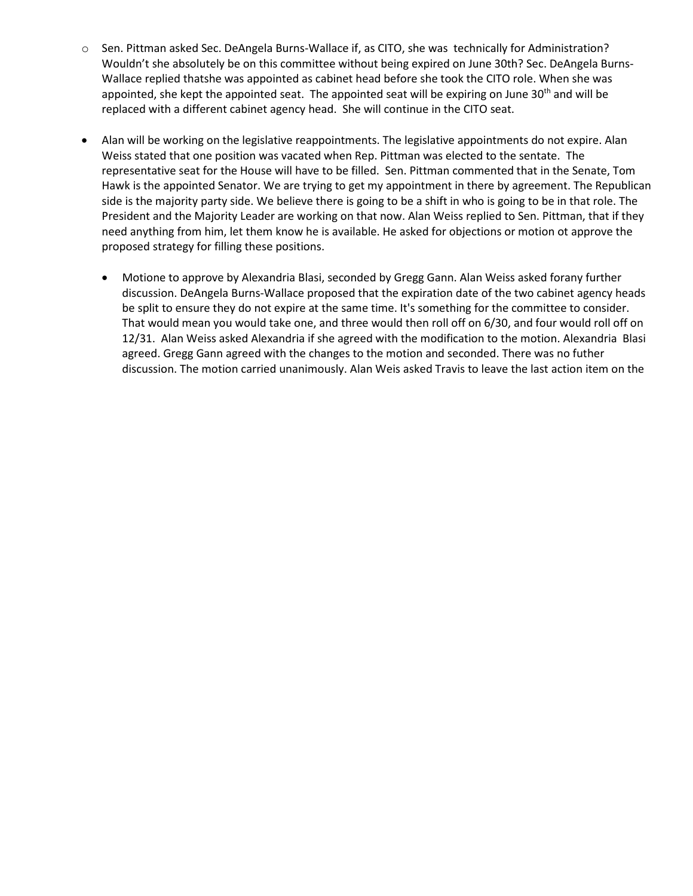- Sen. Pittman asked Sec. DeAngela Burns-Wallace if, as CITO, she was technically for Administration? Wouldn't she absolutely be on this committee without being expired on June 30th? Sec. DeAngela Burns-Wallace replied thatshe was appointed as cabinet head before she took the CITO role. When she was appointed, she kept the appointed seat. The appointed seat will be expiring on June 30th and will be replaced with a different cabinet agency head. She will continue in the CITO seat.

- Alan will be working on the legislative reappointments. The legislative appointments do not expire. Alan Weiss stated that one position was vacated when Rep. Pittman was elected to the sentate. The representative seat for the House will have to be filled. Sen. Pittman commented that in the Senate, Tom Hawk is the appointed Senator. We are trying to get my appointment in there by agreement. The Republican side is the majority party side. We believe there is going to be a shift in who is going to be in that role. The President and the Majority Leader are working on that now. Alan Weiss replied to Sen. Pittman, that if they need anything from him, let them know he is available. He asked for objections or motion ot approve the proposed strategy for filling these positions.

  - Motione to approve by Alexandria Blasi, seconded by Gregg Gann. Alan Weiss asked forany further discussion. DeAngela Burns-Wallace proposed that the expiration date of the two cabinet agency heads be split to ensure they do not expire at the same time. It's something for the committee to consider. That would mean you would take one, and three would then roll off on 6/30, and four would roll off on 12/31. Alan Weiss asked Alexandria if she agreed with the modification to the motion. Alexandria Blasi agreed. Gregg Gann agreed with the changes to the motion and seconded. There was no futher discussion. The motion carried unanimously. Alan Weis asked Travis to leave the last action item on the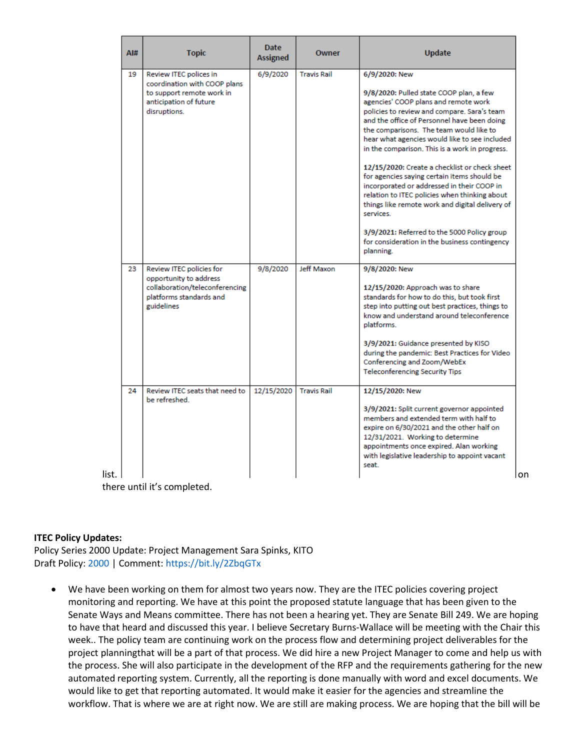| AI# | Topic | Date Assigned | Owner | Update |
|---|---|---|---|---|
| 19 | Review ITEC polices in coordination with COOP plans to support remote work in anticipation of future disruptions. | 6/9/2020 | Travis Rail | **6/9/2020:** New<br><br>**9/8/2020:** Pulled state COOP plan, a few agencies' COOP plans and remote work policies to review and compare. Sara's team and the office of Personnel have been doing the comparisons. The team would like to hear what agencies would like to see included in the comparison. This is a work in progress.<br><br>**12/15/2020:** Create a checklist or check sheet for agencies saying certain items should be incorporated or addressed in their COOP in relation to ITEC policies when thinking about things like remote work and digital delivery of services.<br><br>**3/9/2021:** Referred to the 5000 Policy group for consideration in the business contingency planning. |
| 23 | Review ITEC policies for opportunity to address collaboration/teleconferencing platforms standards and guidelines | 9/8/2020 | Jeff Maxon | **9/8/2020:** New<br><br>**12/15/2020:** Approach was to share standards for how to do this, but took first step into putting out best practices, things to know and understand around teleconference platforms.<br><br>**3/9/2021:** Guidance presented by KISO during the pandemic: Best Practices for Video Conferencing and Zoom/WebEx Teleconferencing Security Tips |
| 24 | Review ITEC seats that need to be refreshed. | 12/15/2020 | Travis Rail | **12/15/2020:** New<br><br>**3/9/2021:** Split current governor appointed members and extended term with half to expire on 6/30/2021 and the other half on 12/31/2021. Working to determine appointments once expired. Alan working with legislative leadership to appoint vacant seat. |

list. on there until it's completed.

**ITEC Policy Updates:**
Policy Series 2000 Update: Project Management Sara Spinks, KITO
Draft Policy: 2000 | Comment: https://bit.ly/2ZbqGTx

- We have been working on them for almost two years now. They are the ITEC policies covering project monitoring and reporting. We have at this point the proposed statute language that has been given to the Senate Ways and Means committee. There has not been a hearing yet. They are Senate Bill 249. We are hoping to have that heard and discussed this year. I believe Secretary Burns-Wallace will be meeting with the Chair this week.. The policy team are continuing work on the process flow and determining project deliverables for the project planningthat will be a part of that process. We did hire a new Project Manager to come and help us with the process. She will also participate in the development of the RFP and the requirements gathering for the new automated reporting system. Currently, all the reporting is done manually with word and excel documents. We would like to get that reporting automated. It would make it easier for the agencies and streamline the workflow. That is where we are at right now. We are still are making process. We are hoping that the bill will be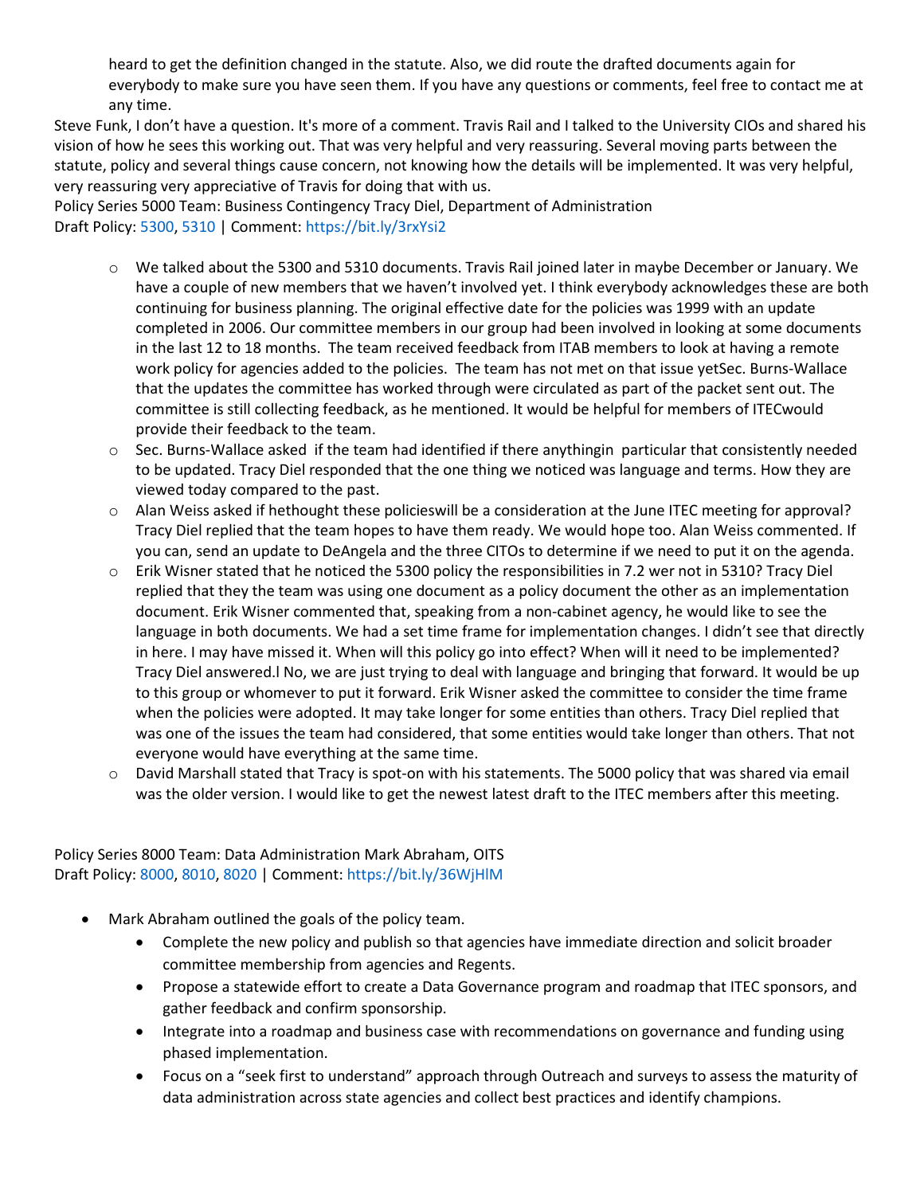heard to get the definition changed in the statute. Also, we did route the drafted documents again for everybody to make sure you have seen them. If you have any questions or comments, feel free to contact me at any time.

Steve Funk, I don't have a question. It's more of a comment. Travis Rail and I talked to the University CIOs and shared his vision of how he sees this working out. That was very helpful and very reassuring. Several moving parts between the statute, policy and several things cause concern, not knowing how the details will be implemented. It was very helpful, very reassuring very appreciative of Travis for doing that with us.

Policy Series 5000 Team: Business Contingency Tracy Diel, Department of Administration
Draft Policy: 5300, 5310 | Comment: https://bit.ly/3rxYsi2

- We talked about the 5300 and 5310 documents. Travis Rail joined later in maybe December or January. We have a couple of new members that we haven't involved yet. I think everybody acknowledges these are both continuing for business planning. The original effective date for the policies was 1999 with an update completed in 2006. Our committee members in our group had been involved in looking at some documents in the last 12 to 18 months. The team received feedback from ITAB members to look at having a remote work policy for agencies added to the policies. The team has not met on that issue yetSec. Burns-Wallace that the updates the committee has worked through were circulated as part of the packet sent out. The committee is still collecting feedback, as he mentioned. It would be helpful for members of ITECwould provide their feedback to the team.
- Sec. Burns-Wallace asked if the team had identified if there anythingin particular that consistently needed to be updated. Tracy Diel responded that the one thing we noticed was language and terms. How they are viewed today compared to the past.
- Alan Weiss asked if hethought these policieswill be a consideration at the June ITEC meeting for approval? Tracy Diel replied that the team hopes to have them ready. We would hope too. Alan Weiss commented. If you can, send an update to DeAngela and the three CITOs to determine if we need to put it on the agenda.
- Erik Wisner stated that he noticed the 5300 policy the responsibilities in 7.2 wer not in 5310? Tracy Diel replied that they the team was using one document as a policy document the other as an implementation document. Erik Wisner commented that, speaking from a non-cabinet agency, he would like to see the language in both documents. We had a set time frame for implementation changes. I didn't see that directly in here. I may have missed it. When will this policy go into effect? When will it need to be implemented? Tracy Diel answered.l No, we are just trying to deal with language and bringing that forward. It would be up to this group or whomever to put it forward. Erik Wisner asked the committee to consider the time frame when the policies were adopted. It may take longer for some entities than others. Tracy Diel replied that was one of the issues the team had considered, that some entities would take longer than others. That not everyone would have everything at the same time.
- David Marshall stated that Tracy is spot-on with his statements. The 5000 policy that was shared via email was the older version. I would like to get the newest latest draft to the ITEC members after this meeting.

Policy Series 8000 Team: Data Administration Mark Abraham, OITS
Draft Policy: 8000, 8010, 8020 | Comment: https://bit.ly/36WjHlM

- Mark Abraham outlined the goals of the policy team.
  - Complete the new policy and publish so that agencies have immediate direction and solicit broader committee membership from agencies and Regents.
  - Propose a statewide effort to create a Data Governance program and roadmap that ITEC sponsors, and gather feedback and confirm sponsorship.
  - Integrate into a roadmap and business case with recommendations on governance and funding using phased implementation.
  - Focus on a "seek first to understand" approach through Outreach and surveys to assess the maturity of data administration across state agencies and collect best practices and identify champions.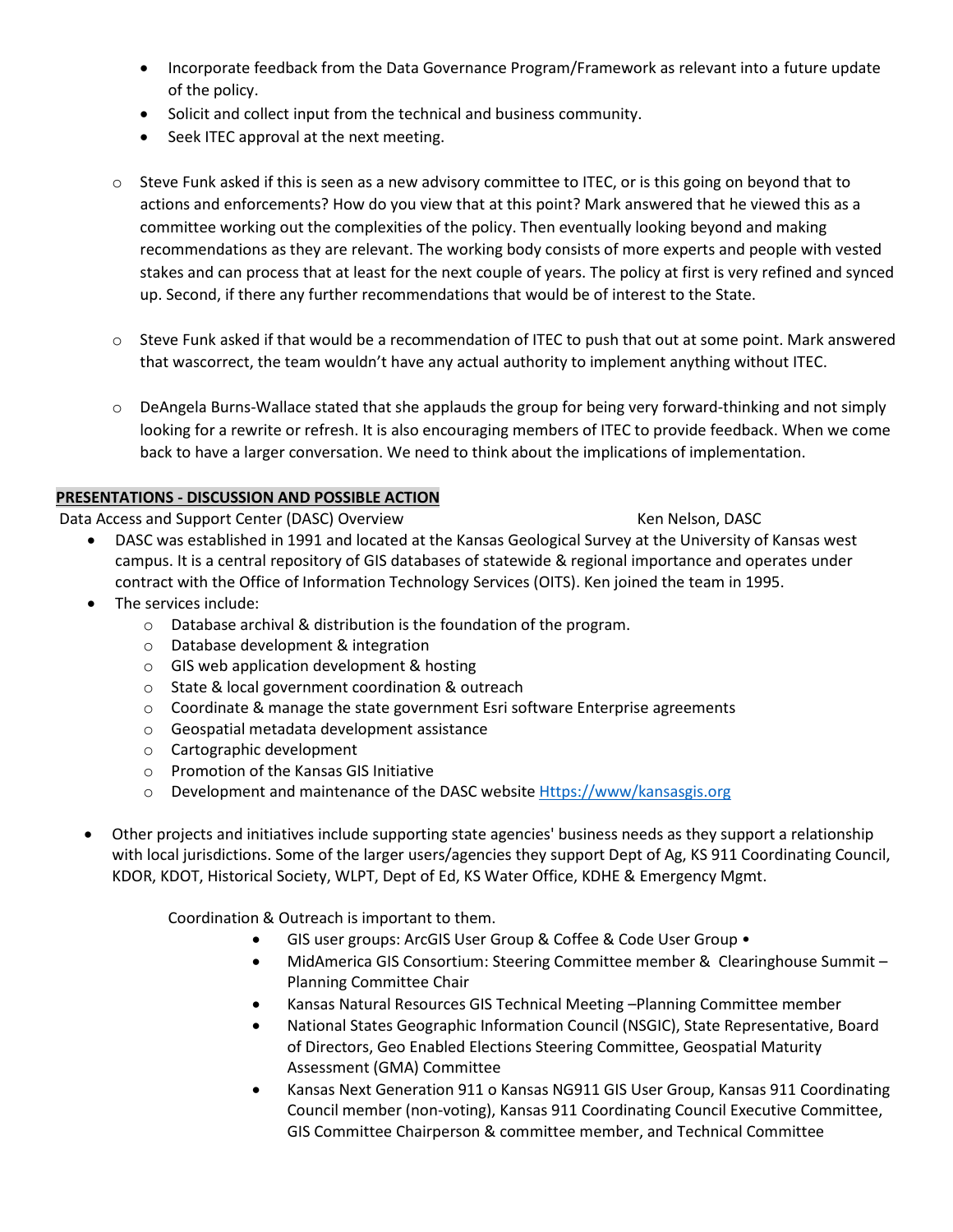- Incorporate feedback from the Data Governance Program/Framework as relevant into a future update of the policy.
- Solicit and collect input from the technical and business community.
- Seek ITEC approval at the next meeting.

  - Steve Funk asked if this is seen as a new advisory committee to ITEC, or is this going on beyond that to actions and enforcements? How do you view that at this point? Mark answered that he viewed this as a committee working out the complexities of the policy. Then eventually looking beyond and making recommendations as they are relevant. The working body consists of more experts and people with vested stakes and can process that at least for the next couple of years. The policy at first is very refined and synced up. Second, if there any further recommendations that would be of interest to the State.

  - Steve Funk asked if that would be a recommendation of ITEC to push that out at some point. Mark answered that wascorrect, the team wouldn't have any actual authority to implement anything without ITEC.

  - DeAngela Burns-Wallace stated that she applauds the group for being very forward-thinking and not simply looking for a rewrite or refresh. It is also encouraging members of ITEC to provide feedback. When we come back to have a larger conversation. We need to think about the implications of implementation.

## PRESENTATIONS - DISCUSSION AND POSSIBLE ACTION

Data Access and Support Center (DASC) Overview — Ken Nelson, DASC

- DASC was established in 1991 and located at the Kansas Geological Survey at the University of Kansas west campus. It is a central repository of GIS databases of statewide & regional importance and operates under contract with the Office of Information Technology Services (OITS). Ken joined the team in 1995.
- The services include:
  - Database archival & distribution is the foundation of the program.
  - Database development & integration
  - GIS web application development & hosting
  - State & local government coordination & outreach
  - Coordinate & manage the state government Esri software Enterprise agreements
  - Geospatial metadata development assistance
  - Cartographic development
  - Promotion of the Kansas GIS Initiative
  - Development and maintenance of the DASC website [Https://www/kansasgis.org](Https://www/kansasgis.org)

- Other projects and initiatives include supporting state agencies' business needs as they support a relationship with local jurisdictions. Some of the larger users/agencies they support Dept of Ag, KS 911 Coordinating Council, KDOR, KDOT, Historical Society, WLPT, Dept of Ed, KS Water Office, KDHE & Emergency Mgmt.

  Coordination & Outreach is important to them.

  - GIS user groups: ArcGIS User Group & Coffee & Code User Group •
  - MidAmerica GIS Consortium: Steering Committee member & Clearinghouse Summit – Planning Committee Chair
  - Kansas Natural Resources GIS Technical Meeting –Planning Committee member
  - National States Geographic Information Council (NSGIC), State Representative, Board of Directors, Geo Enabled Elections Steering Committee, Geospatial Maturity Assessment (GMA) Committee
  - Kansas Next Generation 911 o Kansas NG911 GIS User Group, Kansas 911 Coordinating Council member (non-voting), Kansas 911 Coordinating Council Executive Committee, GIS Committee Chairperson & committee member, and Technical Committee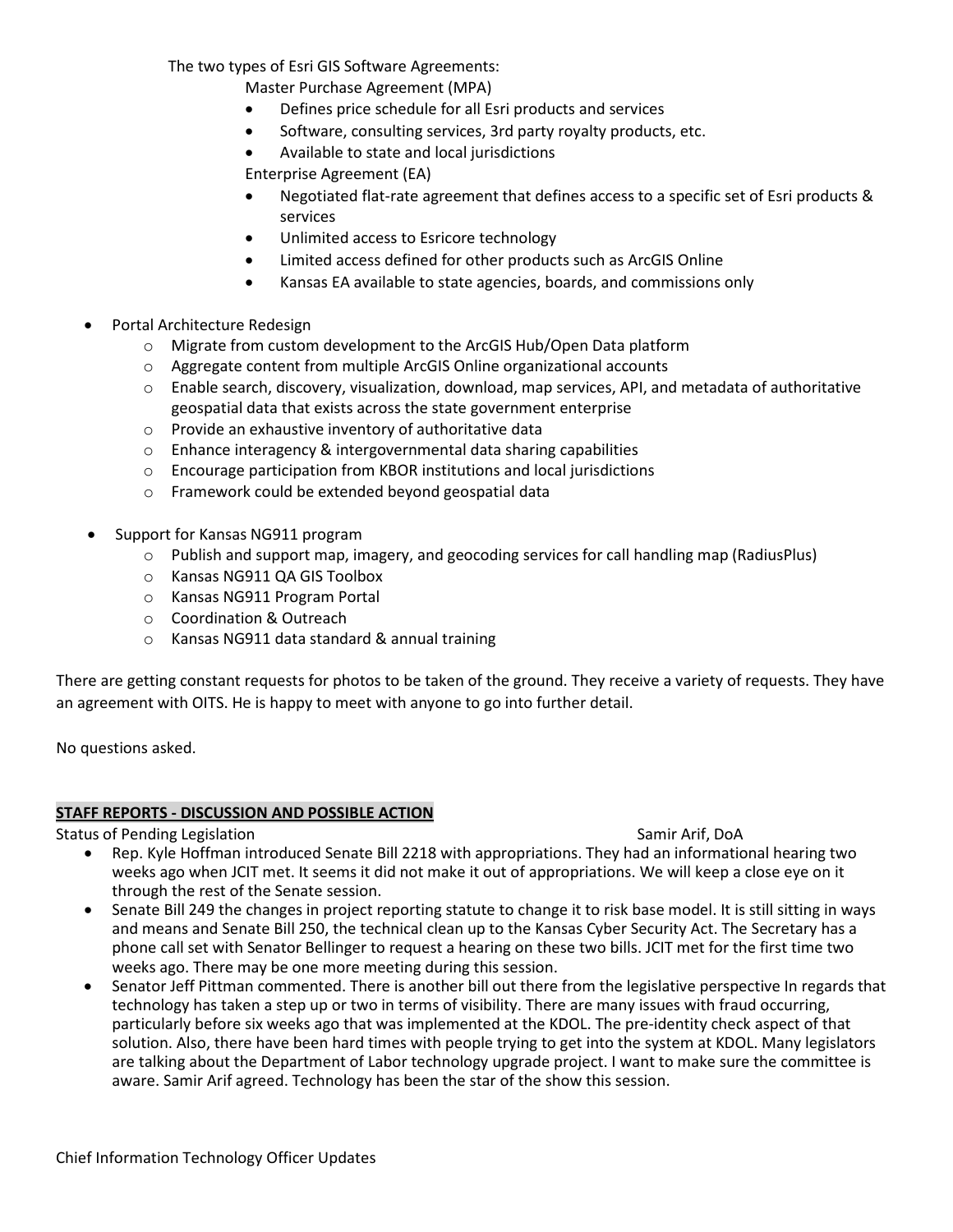The two types of Esri GIS Software Agreements:

Master Purchase Agreement (MPA)

- Defines price schedule for all Esri products and services
- Software, consulting services, 3rd party royalty products, etc.
- Available to state and local jurisdictions

Enterprise Agreement (EA)

- Negotiated flat-rate agreement that defines access to a specific set of Esri products & services
- Unlimited access to Esricore technology
- Limited access defined for other products such as ArcGIS Online
- Kansas EA available to state agencies, boards, and commissions only

- Portal Architecture Redesign
  - Migrate from custom development to the ArcGIS Hub/Open Data platform
  - Aggregate content from multiple ArcGIS Online organizational accounts
  - Enable search, discovery, visualization, download, map services, API, and metadata of authoritative geospatial data that exists across the state government enterprise
  - Provide an exhaustive inventory of authoritative data
  - Enhance interagency & intergovernmental data sharing capabilities
  - Encourage participation from KBOR institutions and local jurisdictions
  - Framework could be extended beyond geospatial data

- Support for Kansas NG911 program
  - Publish and support map, imagery, and geocoding services for call handling map (RadiusPlus)
  - Kansas NG911 QA GIS Toolbox
  - Kansas NG911 Program Portal
  - Coordination & Outreach
  - Kansas NG911 data standard & annual training

There are getting constant requests for photos to be taken of the ground. They receive a variety of requests. They have an agreement with OITS. He is happy to meet with anyone to go into further detail.

No questions asked.

**STAFF REPORTS - DISCUSSION AND POSSIBLE ACTION**

Status of Pending Legislation — Samir Arif, DoA

- Rep. Kyle Hoffman introduced Senate Bill 2218 with appropriations. They had an informational hearing two weeks ago when JCIT met. It seems it did not make it out of appropriations. We will keep a close eye on it through the rest of the Senate session.
- Senate Bill 249 the changes in project reporting statute to change it to risk base model. It is still sitting in ways and means and Senate Bill 250, the technical clean up to the Kansas Cyber Security Act. The Secretary has a phone call set with Senator Bellinger to request a hearing on these two bills. JCIT met for the first time two weeks ago. There may be one more meeting during this session.
- Senator Jeff Pittman commented. There is another bill out there from the legislative perspective In regards that technology has taken a step up or two in terms of visibility. There are many issues with fraud occurring, particularly before six weeks ago that was implemented at the KDOL. The pre-identity check aspect of that solution. Also, there have been hard times with people trying to get into the system at KDOL. Many legislators are talking about the Department of Labor technology upgrade project. I want to make sure the committee is aware. Samir Arif agreed. Technology has been the star of the show this session.

Chief Information Technology Officer Updates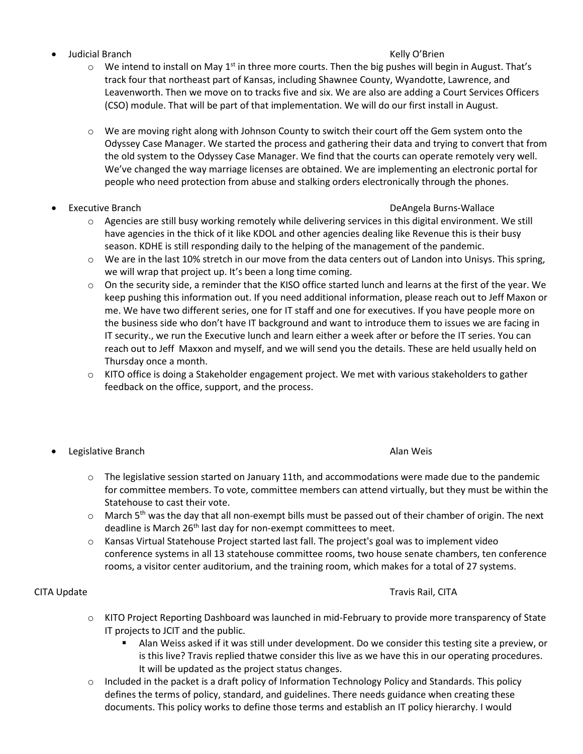- Judicial Branch Kelly O'Brien
    - We intend to install on May 1st in three more courts. Then the big pushes will begin in August. That's track four that northeast part of Kansas, including Shawnee County, Wyandotte, Lawrence, and Leavenworth. Then we move on to tracks five and six. We are also are adding a Court Services Officers (CSO) module. That will be part of that implementation. We will do our first install in August.

    - We are moving right along with Johnson County to switch their court off the Gem system onto the Odyssey Case Manager. We started the process and gathering their data and trying to convert that from the old system to the Odyssey Case Manager. We find that the courts can operate remotely very well. We've changed the way marriage licenses are obtained. We are implementing an electronic portal for people who need protection from abuse and stalking orders electronically through the phones.

- Executive Branch DeAngela Burns-Wallace
    - Agencies are still busy working remotely while delivering services in this digital environment. We still have agencies in the thick of it like KDOL and other agencies dealing like Revenue this is their busy season. KDHE is still responding daily to the helping of the management of the pandemic.
    - We are in the last 10% stretch in our move from the data centers out of Landon into Unisys. This spring, we will wrap that project up. It's been a long time coming.
    - On the security side, a reminder that the KISO office started lunch and learns at the first of the year. We keep pushing this information out. If you need additional information, please reach out to Jeff Maxon or me. We have two different series, one for IT staff and one for executives. If you have people more on the business side who don't have IT background and want to introduce them to issues we are facing in IT security., we run the Executive lunch and learn either a week after or before the IT series. You can reach out to Jeff Maxxon and myself, and we will send you the details. These are held usually held on Thursday once a month.
    - KITO office is doing a Stakeholder engagement project. We met with various stakeholders to gather feedback on the office, support, and the process.

- Legislative Branch Alan Weis

    - The legislative session started on January 11th, and accommodations were made due to the pandemic for committee members. To vote, committee members can attend virtually, but they must be within the Statehouse to cast their vote.
    - March 5th was the day that all non-exempt bills must be passed out of their chamber of origin. The next deadline is March 26th last day for non-exempt committees to meet.
    - Kansas Virtual Statehouse Project started last fall. The project's goal was to implement video conference systems in all 13 statehouse committee rooms, two house senate chambers, ten conference rooms, a visitor center auditorium, and the training room, which makes for a total of 27 systems.

CITA Update Travis Rail, CITA

- KITO Project Reporting Dashboard was launched in mid-February to provide more transparency of State IT projects to JCIT and the public.
    - Alan Weiss asked if it was still under development. Do we consider this testing site a preview, or is this live? Travis replied thatwe consider this live as we have this in our operating procedures. It will be updated as the project status changes.
- Included in the packet is a draft policy of Information Technology Policy and Standards. This policy defines the terms of policy, standard, and guidelines. There needs guidance when creating these documents. This policy works to define those terms and establish an IT policy hierarchy. I would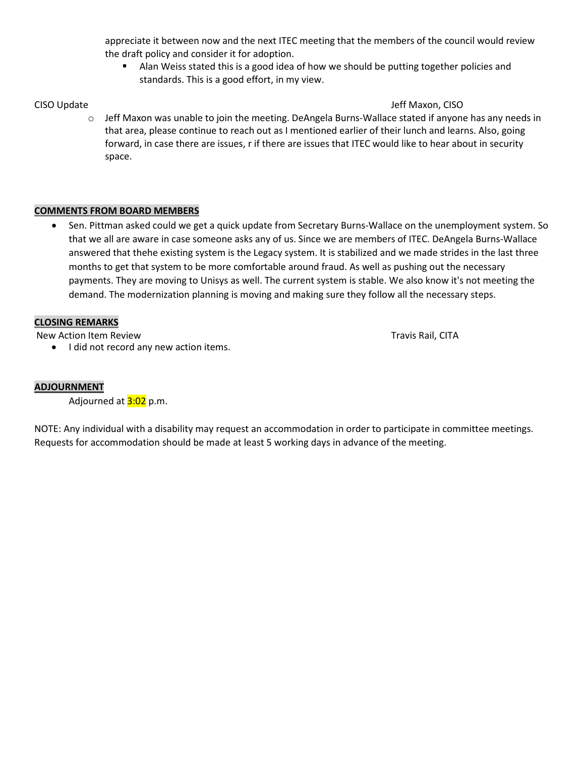appreciate it between now and the next ITEC meeting that the members of the council would review the draft policy and consider it for adoption.

   - Alan Weiss stated this is a good idea of how we should be putting together policies and standards. This is a good effort, in my view.

CISO Update — Jeff Maxon, CISO

- Jeff Maxon was unable to join the meeting. DeAngela Burns-Wallace stated if anyone has any needs in that area, please continue to reach out as I mentioned earlier of their lunch and learns. Also, going forward, in case there are issues, r if there are issues that ITEC would like to hear about in security space.

## COMMENTS FROM BOARD MEMBERS

- Sen. Pittman asked could we get a quick update from Secretary Burns-Wallace on the unemployment system. So that we all are aware in case someone asks any of us. Since we are members of ITEC. DeAngela Burns-Wallace answered that thehe existing system is the Legacy system. It is stabilized and we made strides in the last three months to get that system to be more comfortable around fraud. As well as pushing out the necessary payments. They are moving to Unisys as well. The current system is stable. We also know it's not meeting the demand. The modernization planning is moving and making sure they follow all the necessary steps.

## CLOSING REMARKS

New Action Item Review — Travis Rail, CITA

- I did not record any new action items.

## ADJOURNMENT

Adjourned at 3:02 p.m.

NOTE: Any individual with a disability may request an accommodation in order to participate in committee meetings. Requests for accommodation should be made at least 5 working days in advance of the meeting.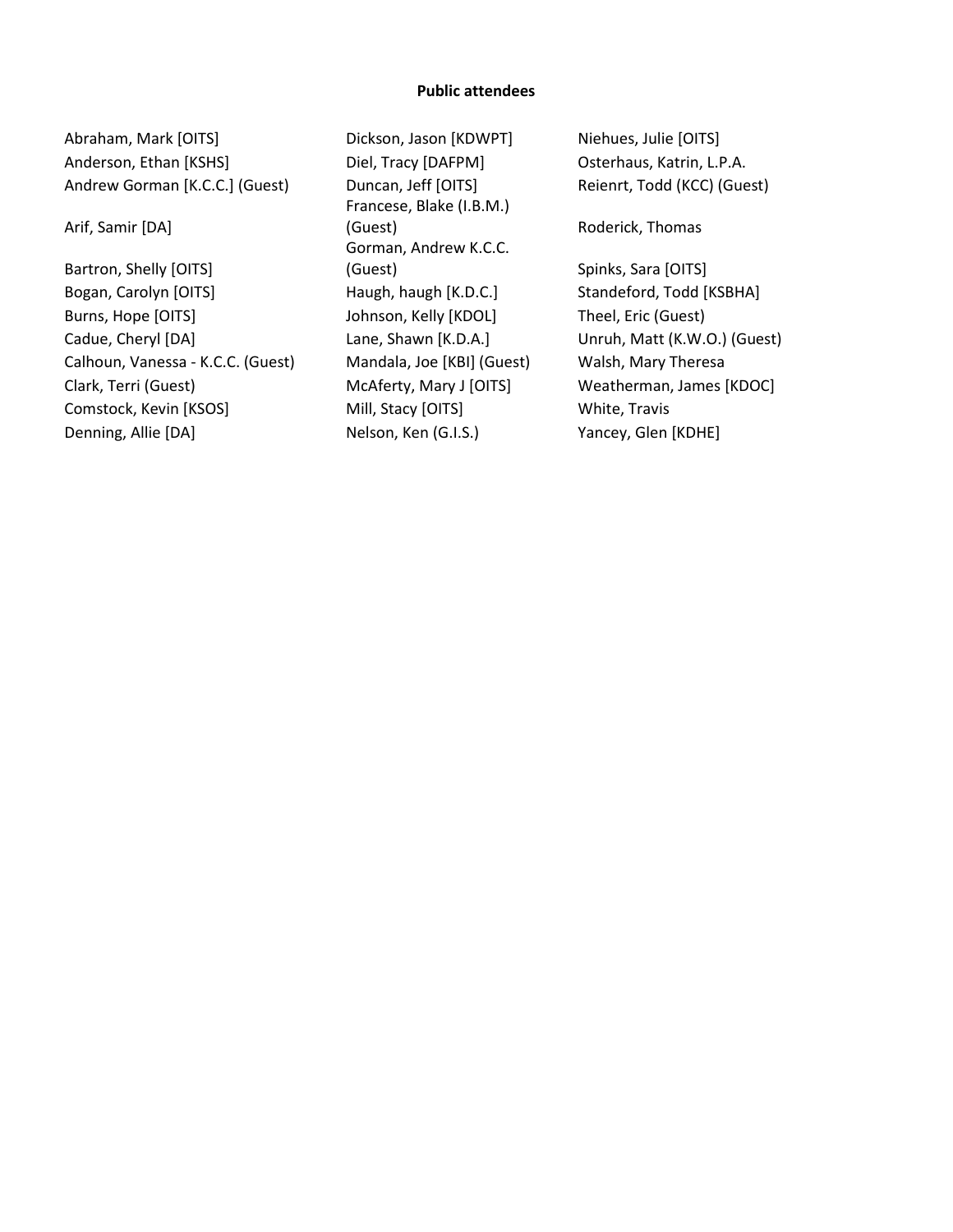**Public attendees**

Abraham, Mark [OITS]
Anderson, Ethan [KSHS]
Andrew Gorman [K.C.C.] (Guest)
Arif, Samir [DA]
Bartron, Shelly [OITS]
Bogan, Carolyn [OITS]
Burns, Hope [OITS]
Cadue, Cheryl [DA]
Calhoun, Vanessa - K.C.C. (Guest)
Clark, Terri (Guest)
Comstock, Kevin [KSOS]
Denning, Allie [DA]
Dickson, Jason [KDWPT]
Diel, Tracy [DAFPM]
Duncan, Jeff [OITS]
Francese, Blake (I.B.M.) (Guest)
Gorman, Andrew K.C.C. (Guest)
Haugh, haugh [K.D.C.]
Johnson, Kelly [KDOL]
Lane, Shawn [K.D.A.]
Mandala, Joe [KBI] (Guest)
McAferty, Mary J [OITS]
Mill, Stacy [OITS]
Nelson, Ken (G.I.S.)
Niehues, Julie [OITS]
Osterhaus, Katrin, L.P.A.
Reienrt, Todd (KCC) (Guest)
Roderick, Thomas
Spinks, Sara [OITS]
Standeford, Todd [KSBHA]
Theel, Eric (Guest)
Unruh, Matt (K.W.O.) (Guest)
Walsh, Mary Theresa
Weatherman, James [KDOC]
White, Travis
Yancey, Glen [KDHE]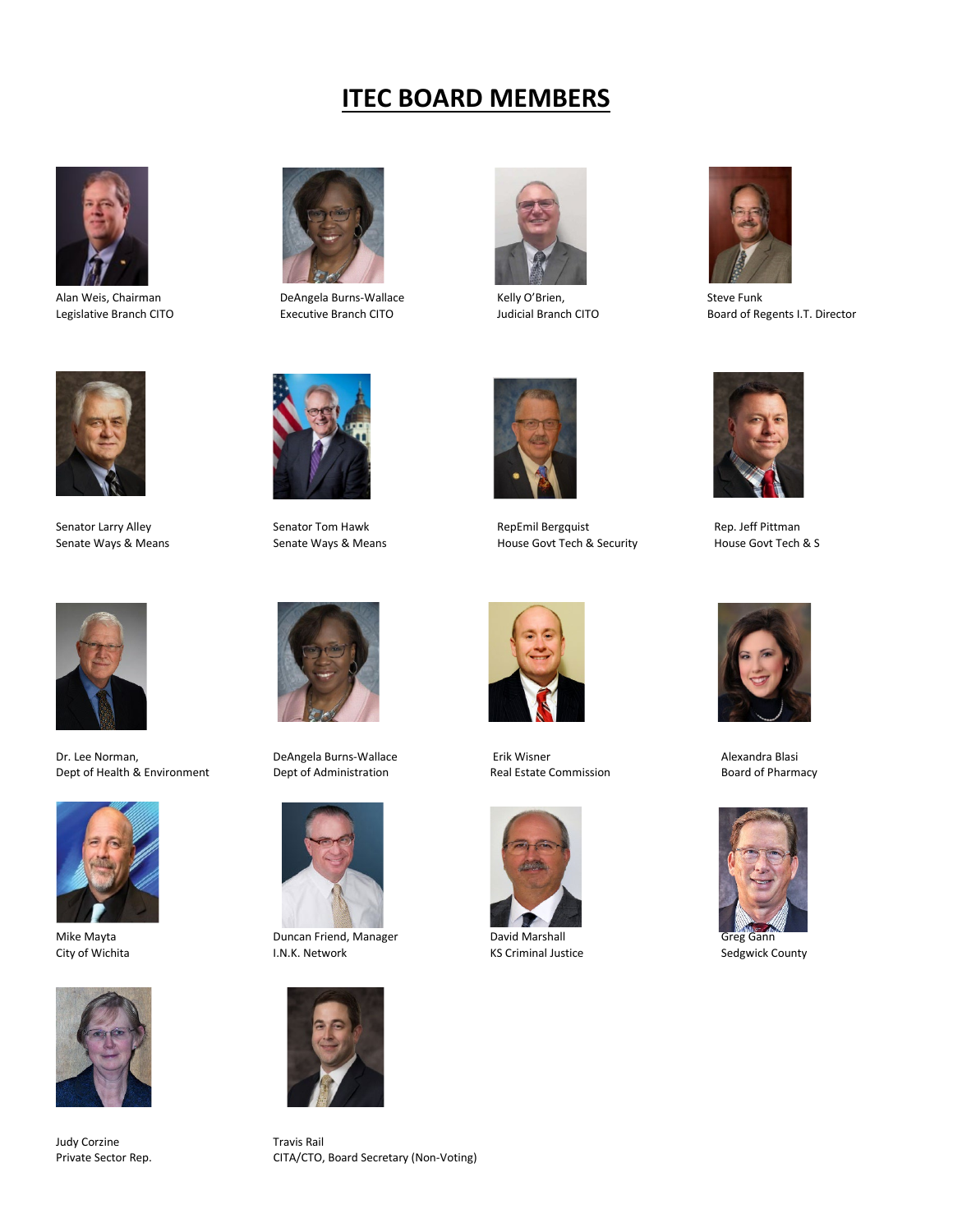# ITEC BOARD MEMBERS

Alan Weis, Chairman
Legislative Branch CITO

DeAngela Burns-Wallace
Executive Branch CITO

Kelly O'Brien,
Judicial Branch CITO

Steve Funk
Board of Regents I.T. Director

Senator Larry Alley
Senate Ways & Means

Senator Tom Hawk
Senate Ways & Means

RepEmil Bergquist
House Govt Tech & Security

Rep. Jeff Pittman
House Govt Tech & S

Dr. Lee Norman,
Dept of Health & Environment

DeAngela Burns-Wallace
Dept of Administration

Erik Wisner
Real Estate Commission

Alexandra Blasi
Board of Pharmacy

Mike Mayta
City of Wichita

Duncan Friend, Manager
I.N.K. Network

David Marshall
KS Criminal Justice

Greg Gann
Sedgwick County

Judy Corzine
Private Sector Rep.

Travis Rail
CITA/CTO, Board Secretary (Non-Voting)